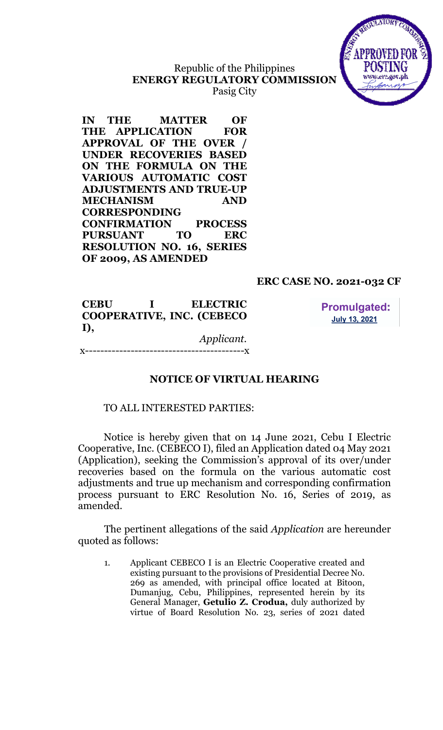Republic of the Philippines
**ENERGY REGULATORY COMMISSION**
Pasig City

**IN THE MATTER OF THE APPLICATION FOR APPROVAL OF THE OVER / UNDER RECOVERIES BASED ON THE FORMULA ON THE VARIOUS AUTOMATIC COST ADJUSTMENTS AND TRUE-UP MECHANISM AND CORRESPONDING CONFIRMATION PROCESS PURSUANT TO ERC RESOLUTION NO. 16, SERIES OF 2009, AS AMENDED**

**ERC CASE NO. 2021-032 CF**

**CEBU I ELECTRIC COOPERATIVE, INC. (CEBECO I),**

*Applicant.*

x------------------------------------------x

**Promulgated:**
**July 13, 2021**

## NOTICE OF VIRTUAL HEARING

TO ALL INTERESTED PARTIES:

Notice is hereby given that on 14 June 2021, Cebu I Electric Cooperative, Inc. (CEBECO I), filed an Application dated 04 May 2021 (Application), seeking the Commission's approval of its over/under recoveries based on the formula on the various automatic cost adjustments and true up mechanism and corresponding confirmation process pursuant to ERC Resolution No. 16, Series of 2019, as amended.

The pertinent allegations of the said *Application* are hereunder quoted as follows:

1. Applicant CEBECO I is an Electric Cooperative created and existing pursuant to the provisions of Presidential Decree No. 269 as amended, with principal office located at Bitoon, Dumanjug, Cebu, Philippines, represented herein by its General Manager, **Getulio Z. Crodua,** duly authorized by virtue of Board Resolution No. 23, series of 2021 dated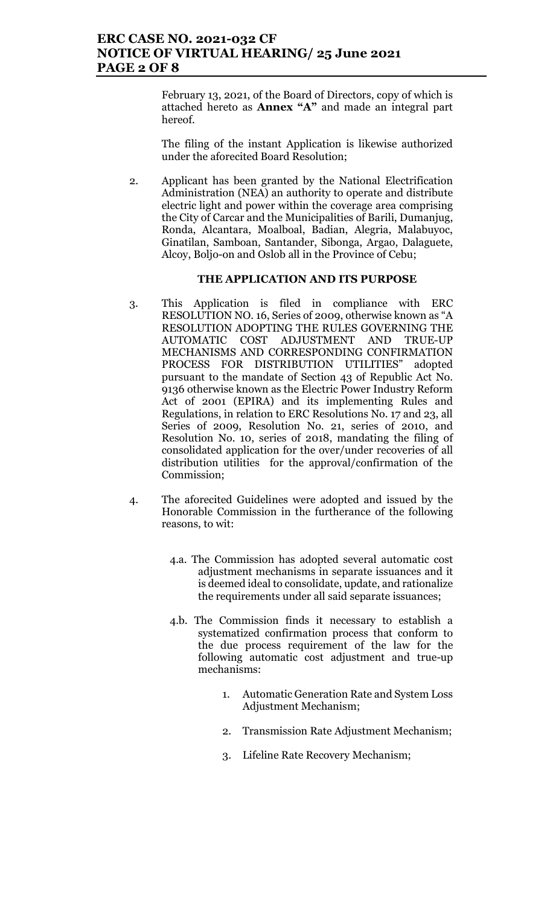February 13, 2021, of the Board of Directors, copy of which is attached hereto as **Annex "A"** and made an integral part hereof.

The filing of the instant Application is likewise authorized under the aforecited Board Resolution;

2. Applicant has been granted by the National Electrification Administration (NEA) an authority to operate and distribute electric light and power within the coverage area comprising the City of Carcar and the Municipalities of Barili, Dumanjug, Ronda, Alcantara, Moalboal, Badian, Alegria, Malabuyoc, Ginatilan, Samboan, Santander, Sibonga, Argao, Dalaguete, Alcoy, Boljo-on and Oslob all in the Province of Cebu;

**THE APPLICATION AND ITS PURPOSE**

3. This Application is filed in compliance with ERC RESOLUTION NO. 16, Series of 2009, otherwise known as "A RESOLUTION ADOPTING THE RULES GOVERNING THE AUTOMATIC COST ADJUSTMENT AND TRUE-UP MECHANISMS AND CORRESPONDING CONFIRMATION PROCESS FOR DISTRIBUTION UTILITIES" adopted pursuant to the mandate of Section 43 of Republic Act No. 9136 otherwise known as the Electric Power Industry Reform Act of 2001 (EPIRA) and its implementing Rules and Regulations, in relation to ERC Resolutions No. 17 and 23, all Series of 2009, Resolution No. 21, series of 2010, and Resolution No. 10, series of 2018, mandating the filing of consolidated application for the over/under recoveries of all distribution utilities for the approval/confirmation of the Commission;

4. The aforecited Guidelines were adopted and issued by the Honorable Commission in the furtherance of the following reasons, to wit:

   4.a. The Commission has adopted several automatic cost adjustment mechanisms in separate issuances and it is deemed ideal to consolidate, update, and rationalize the requirements under all said separate issuances;

   4.b. The Commission finds it necessary to establish a systematized confirmation process that conform to the due process requirement of the law for the following automatic cost adjustment and true-up mechanisms:

      1. Automatic Generation Rate and System Loss Adjustment Mechanism;

      2. Transmission Rate Adjustment Mechanism;

      3. Lifeline Rate Recovery Mechanism;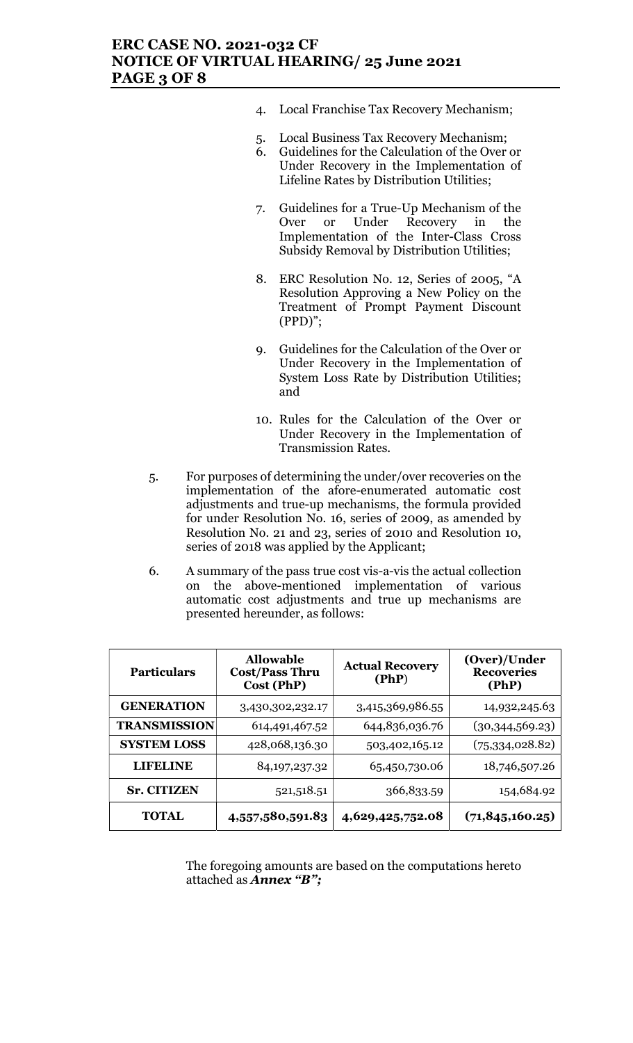4. Local Franchise Tax Recovery Mechanism;

5. Local Business Tax Recovery Mechanism;
6. Guidelines for the Calculation of the Over or Under Recovery in the Implementation of Lifeline Rates by Distribution Utilities;

7. Guidelines for a True-Up Mechanism of the Over or Under Recovery in the Implementation of the Inter-Class Cross Subsidy Removal by Distribution Utilities;

8. ERC Resolution No. 12, Series of 2005, "A Resolution Approving a New Policy on the Treatment of Prompt Payment Discount (PPD)";

9. Guidelines for the Calculation of the Over or Under Recovery in the Implementation of System Loss Rate by Distribution Utilities; and

10. Rules for the Calculation of the Over or Under Recovery in the Implementation of Transmission Rates.

5. For purposes of determining the under/over recoveries on the implementation of the afore-enumerated automatic cost adjustments and true-up mechanisms, the formula provided for under Resolution No. 16, series of 2009, as amended by Resolution No. 21 and 23, series of 2010 and Resolution 10, series of 2018 was applied by the Applicant;

6. A summary of the pass true cost vis-a-vis the actual collection on the above-mentioned implementation of various automatic cost adjustments and true up mechanisms are presented hereunder, as follows:

| Particulars | Allowable Cost/Pass Thru Cost (PhP) | Actual Recovery (PhP) | (Over)/Under Recoveries (PhP) |
|---|---|---|---|
| **GENERATION** | 3,430,302,232.17 | 3,415,369,986.55 | 14,932,245.63 |
| **TRANSMISSION** | 614,491,467.52 | 644,836,036.76 | (30,344,569.23) |
| **SYSTEM LOSS** | 428,068,136.30 | 503,402,165.12 | (75,334,028.82) |
| **LIFELINE** | 84,197,237.32 | 65,450,730.06 | 18,746,507.26 |
| **Sr. CITIZEN** | 521,518.51 | 366,833.59 | 154,684.92 |
| **TOTAL** | **4,557,580,591.83** | **4,629,425,752.08** | **(71,845,160.25)** |

The foregoing amounts are based on the computations hereto attached as ***Annex "B";***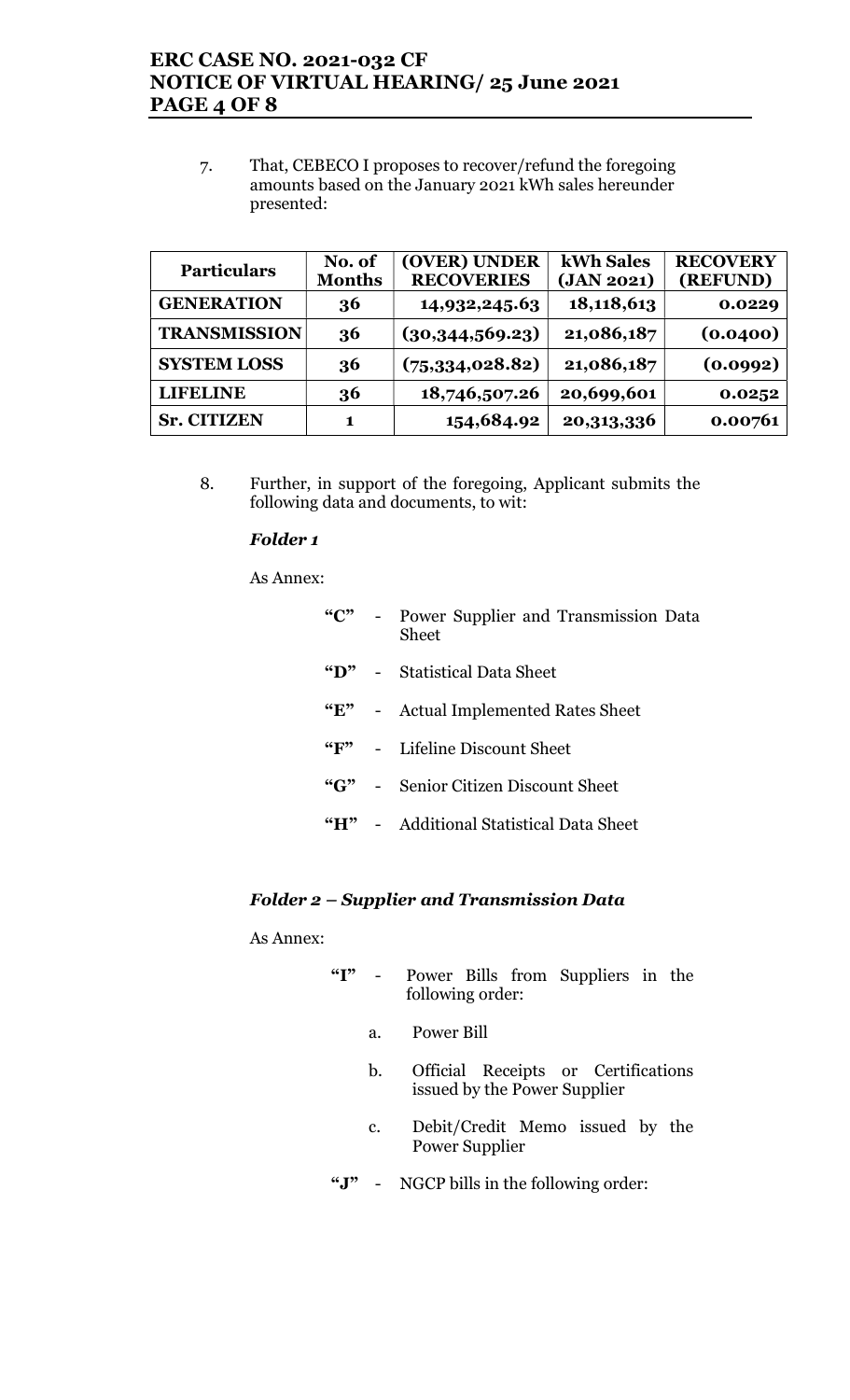7. That, CEBECO I proposes to recover/refund the foregoing amounts based on the January 2021 kWh sales hereunder presented:

| Particulars | No. of Months | (OVER) UNDER RECOVERIES | kWh Sales (JAN 2021) | RECOVERY (REFUND) |
|---|---|---|---|---|
| GENERATION | 36 | 14,932,245.63 | 18,118,613 | 0.0229 |
| TRANSMISSION | 36 | (30,344,569.23) | 21,086,187 | (0.0400) |
| SYSTEM LOSS | 36 | (75,334,028.82) | 21,086,187 | (0.0992) |
| LIFELINE | 36 | 18,746,507.26 | 20,699,601 | 0.0252 |
| Sr. CITIZEN | 1 | 154,684.92 | 20,313,336 | 0.00761 |

8. Further, in support of the foregoing, Applicant submits the following data and documents, to wit:

***Folder 1***

As Annex:

- **"C"** - Power Supplier and Transmission Data Sheet
- **"D"** - Statistical Data Sheet
- **"E"** - Actual Implemented Rates Sheet
- **"F"** - Lifeline Discount Sheet
- **"G"** - Senior Citizen Discount Sheet
- **"H"** - Additional Statistical Data Sheet

***Folder 2 – Supplier and Transmission Data***

As Annex:

- **"I"** - Power Bills from Suppliers in the following order:
  a. Power Bill
  b. Official Receipts or Certifications issued by the Power Supplier
  c. Debit/Credit Memo issued by the Power Supplier
- **"J"** - NGCP bills in the following order: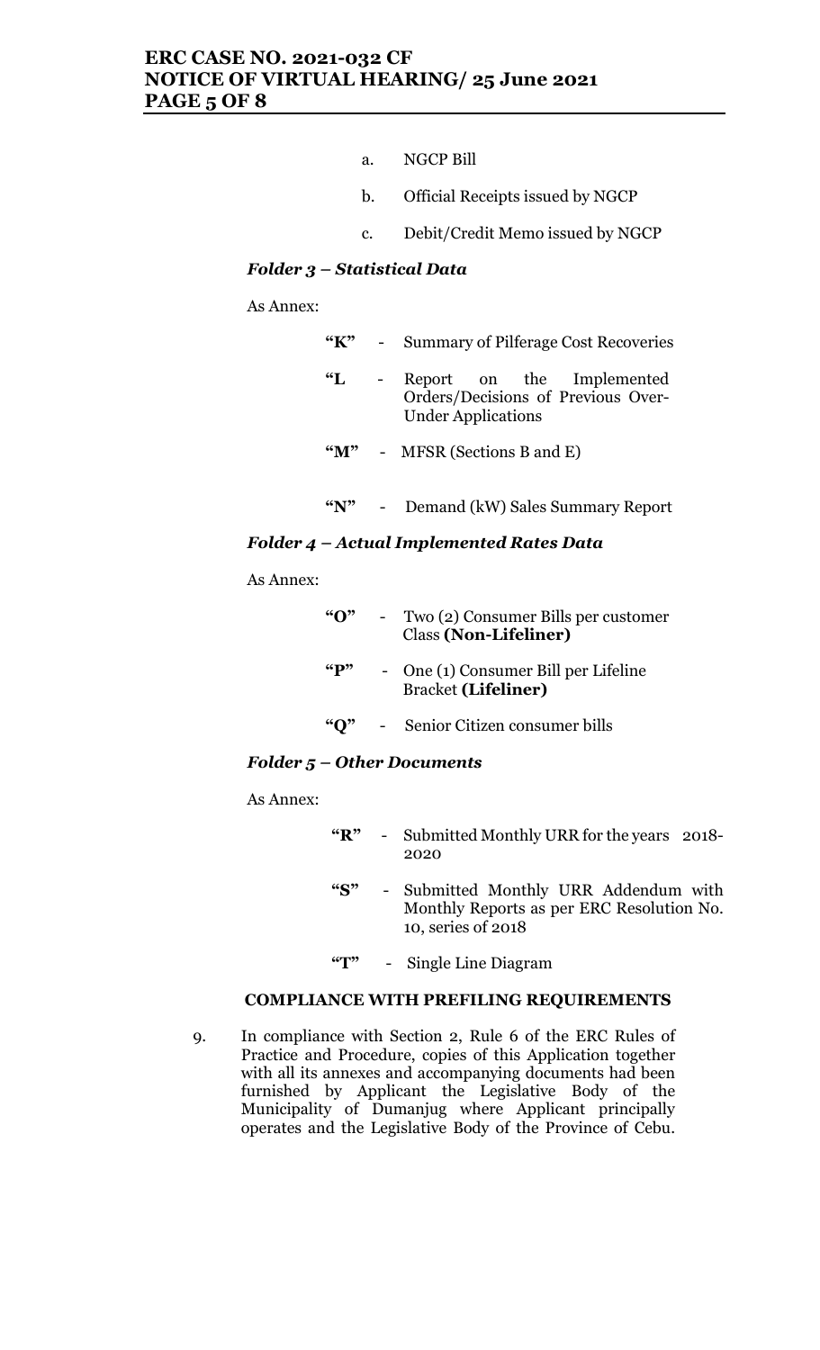a. NGCP Bill

b. Official Receipts issued by NGCP

c. Debit/Credit Memo issued by NGCP

***Folder 3 – Statistical Data***

As Annex:

**"K"** - Summary of Pilferage Cost Recoveries

**"L** - Report on the Implemented Orders/Decisions of Previous Over-Under Applications

**"M"** - MFSR (Sections B and E)

**"N"** - Demand (kW) Sales Summary Report

***Folder 4 – Actual Implemented Rates Data***

As Annex:

**"O"** - Two (2) Consumer Bills per customer Class **(Non-Lifeliner)**

**"P"** - One (1) Consumer Bill per Lifeline Bracket **(Lifeliner)**

**"Q"** - Senior Citizen consumer bills

***Folder 5 – Other Documents***

As Annex:

**"R"** - Submitted Monthly URR for the years 2018-2020

**"S"** - Submitted Monthly URR Addendum with Monthly Reports as per ERC Resolution No. 10, series of 2018

**"T"** - Single Line Diagram

**COMPLIANCE WITH PREFILING REQUIREMENTS**

9. In compliance with Section 2, Rule 6 of the ERC Rules of Practice and Procedure, copies of this Application together with all its annexes and accompanying documents had been furnished by Applicant the Legislative Body of the Municipality of Dumanjug where Applicant principally operates and the Legislative Body of the Province of Cebu.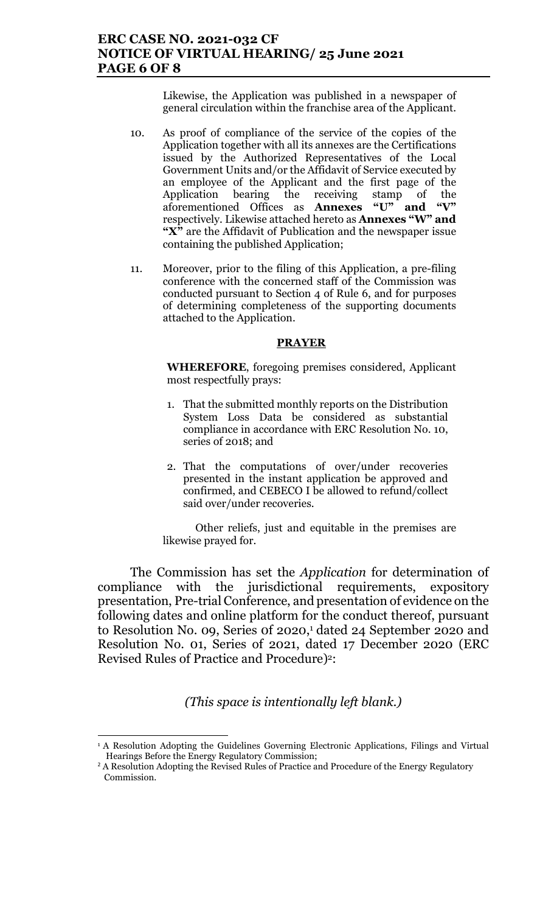Likewise, the Application was published in a newspaper of general circulation within the franchise area of the Applicant.

10. As proof of compliance of the service of the copies of the Application together with all its annexes are the Certifications issued by the Authorized Representatives of the Local Government Units and/or the Affidavit of Service executed by an employee of the Applicant and the first page of the Application bearing the receiving stamp of the aforementioned Offices as **Annexes "U" and "V"** respectively. Likewise attached hereto as **Annexes "W" and "X"** are the Affidavit of Publication and the newspaper issue containing the published Application;

11. Moreover, prior to the filing of this Application, a pre-filing conference with the concerned staff of the Commission was conducted pursuant to Section 4 of Rule 6, and for purposes of determining completeness of the supporting documents attached to the Application.

**PRAYER**

**WHEREFORE**, foregoing premises considered, Applicant most respectfully prays:

1. That the submitted monthly reports on the Distribution System Loss Data be considered as substantial compliance in accordance with ERC Resolution No. 10, series of 2018; and

2. That the computations of over/under recoveries presented in the instant application be approved and confirmed, and CEBECO I be allowed to refund/collect said over/under recoveries.

Other reliefs, just and equitable in the premises are likewise prayed for.

The Commission has set the *Application* for determination of compliance with the jurisdictional requirements, expository presentation, Pre-trial Conference, and presentation of evidence on the following dates and online platform for the conduct thereof, pursuant to Resolution No. 09, Series of 2020,[1] dated 24 September 2020 and Resolution No. 01, Series of 2021, dated 17 December 2020 (ERC Revised Rules of Practice and Procedure)[2]:

*(This space is intentionally left blank.)*

---

[1] A Resolution Adopting the Guidelines Governing Electronic Applications, Filings and Virtual Hearings Before the Energy Regulatory Commission;

[2] A Resolution Adopting the Revised Rules of Practice and Procedure of the Energy Regulatory Commission.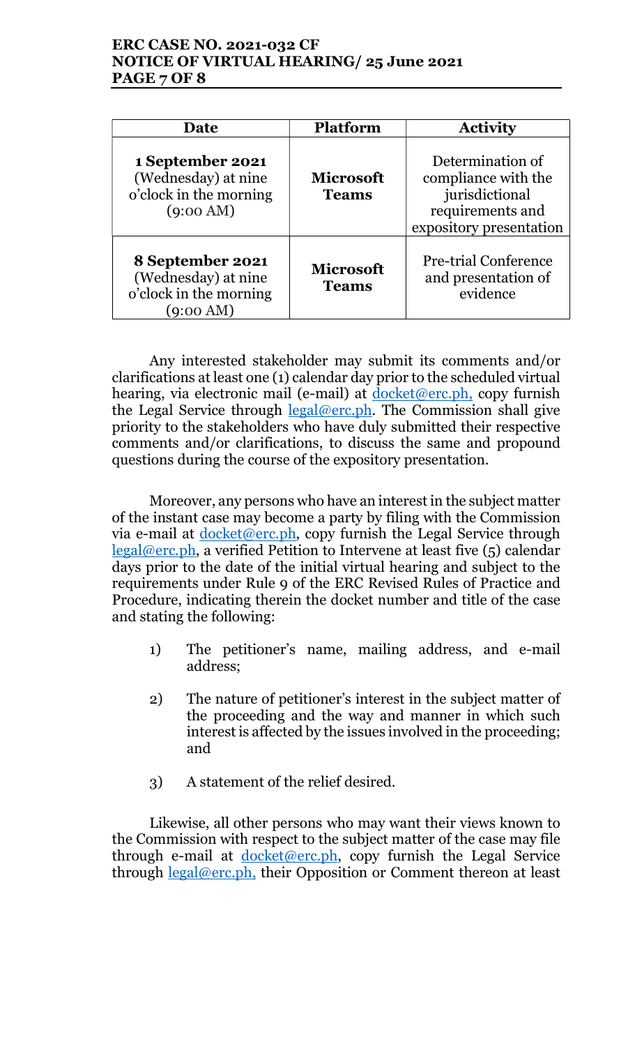| Date | Platform | Activity |
|---|---|---|
| **1 September 2021** (Wednesday) at nine o'clock in the morning (9:00 AM) | **Microsoft Teams** | Determination of compliance with the jurisdictional requirements and expository presentation |
| **8 September 2021** (Wednesday) at nine o'clock in the morning (9:00 AM) | **Microsoft Teams** | Pre-trial Conference and presentation of evidence |

Any interested stakeholder may submit its comments and/or clarifications at least one (1) calendar day prior to the scheduled virtual hearing, via electronic mail (e-mail) at docket@erc.ph, copy furnish the Legal Service through legal@erc.ph. The Commission shall give priority to the stakeholders who have duly submitted their respective comments and/or clarifications, to discuss the same and propound questions during the course of the expository presentation.

Moreover, any persons who have an interest in the subject matter of the instant case may become a party by filing with the Commission via e-mail at docket@erc.ph, copy furnish the Legal Service through legal@erc.ph, a verified Petition to Intervene at least five (5) calendar days prior to the date of the initial virtual hearing and subject to the requirements under Rule 9 of the ERC Revised Rules of Practice and Procedure, indicating therein the docket number and title of the case and stating the following:

1) The petitioner's name, mailing address, and e-mail address;

2) The nature of petitioner's interest in the subject matter of the proceeding and the way and manner in which such interest is affected by the issues involved in the proceeding; and

3) A statement of the relief desired.

Likewise, all other persons who may want their views known to the Commission with respect to the subject matter of the case may file through e-mail at docket@erc.ph, copy furnish the Legal Service through legal@erc.ph, their Opposition or Comment thereon at least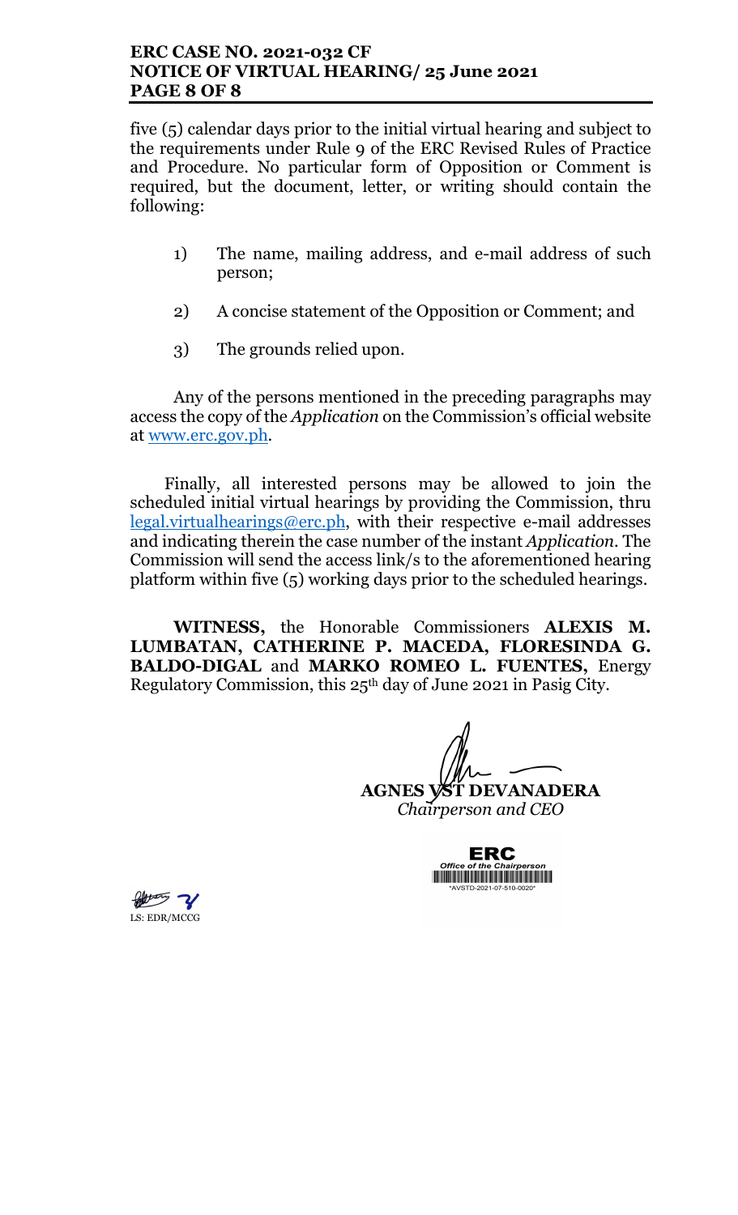five (5) calendar days prior to the initial virtual hearing and subject to the requirements under Rule 9 of the ERC Revised Rules of Practice and Procedure. No particular form of Opposition or Comment is required, but the document, letter, or writing should contain the following:

1) The name, mailing address, and e-mail address of such person;

2) A concise statement of the Opposition or Comment; and

3) The grounds relied upon.

Any of the persons mentioned in the preceding paragraphs may access the copy of the *Application* on the Commission's official website at www.erc.gov.ph.

Finally, all interested persons may be allowed to join the scheduled initial virtual hearings by providing the Commission, thru legal.virtualhearings@erc.ph, with their respective e-mail addresses and indicating therein the case number of the instant *Application*. The Commission will send the access link/s to the aforementioned hearing platform within five (5) working days prior to the scheduled hearings.

**WITNESS,** the Honorable Commissioners **ALEXIS M. LUMBATAN, CATHERINE P. MACEDA, FLORESINDA G. BALDO-DIGAL** and **MARKO ROMEO L. FUENTES,** Energy Regulatory Commission, this 25th day of June 2021 in Pasig City.

**AGNES VST DEVANADERA**
*Chairperson and CEO*

ERC
*Office of the Chairperson*
*AVSTD-2021-07-510-0020*

LS: EDR/MCCG